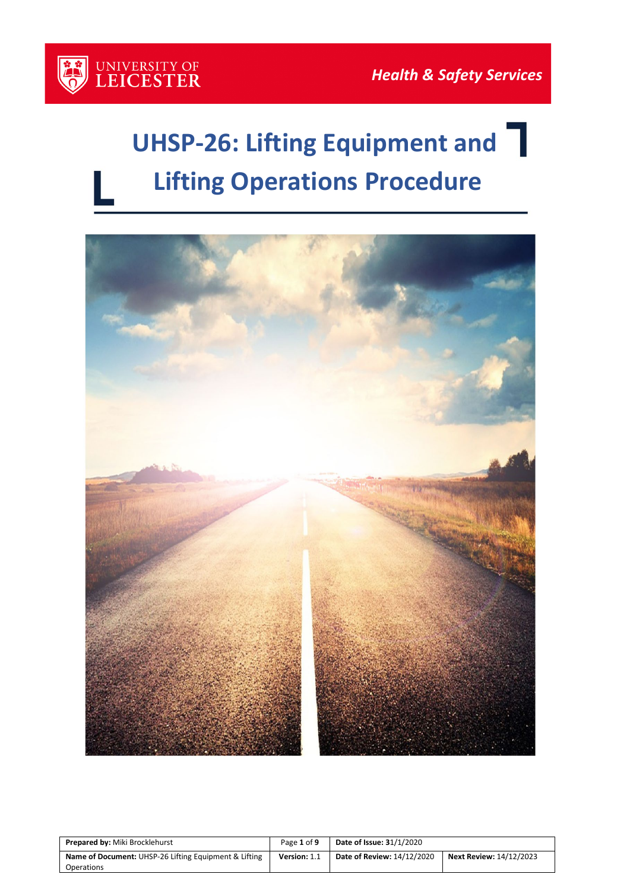UNIVERSITY OF LEICESTER

*Health & Safety Services*

# UHSP-26: Lifting Equipment and Lifting Operations Procedure

| **Prepared by:** Miki Brocklehurst | Page **1** of **9** | **Date of Issue:** 31/1/2020 | |
|---|---|---|---|
| **Name of Document:** UHSP-26 Lifting Equipment & Lifting Operations | **Version:** 1.1 | **Date of Review:** 14/12/2020 | **Next Review:** 14/12/2023 |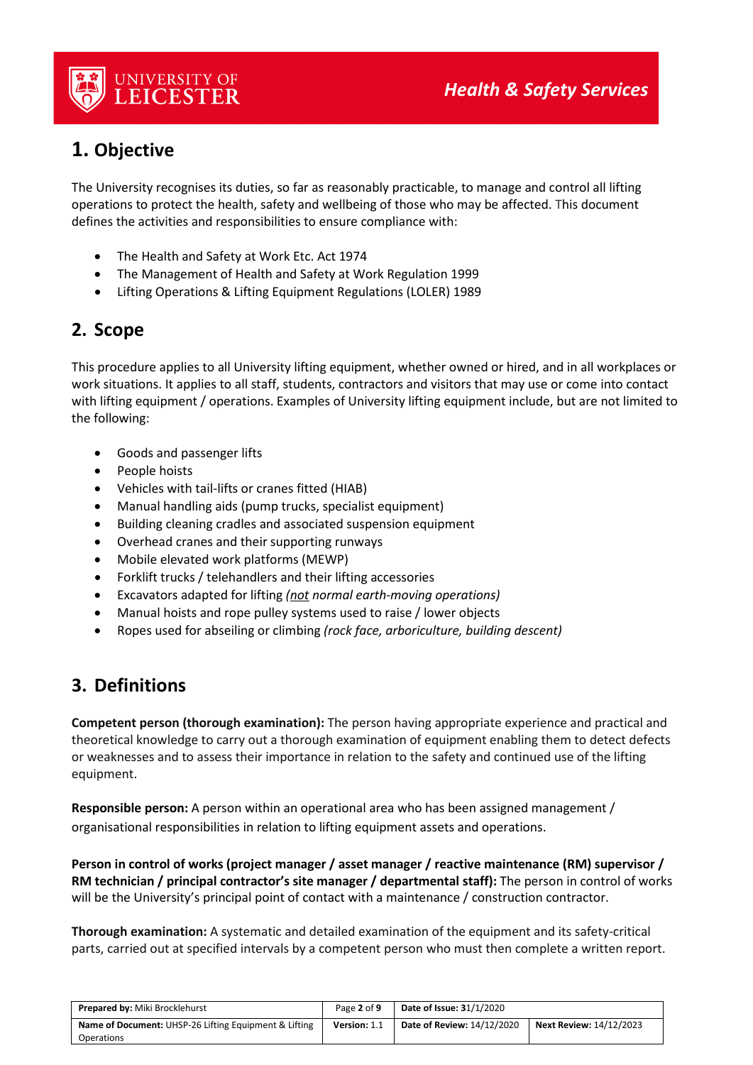## 1. Objective

The University recognises its duties, so far as reasonably practicable, to manage and control all lifting operations to protect the health, safety and wellbeing of those who may be affected. This document defines the activities and responsibilities to ensure compliance with:

- The Health and Safety at Work Etc. Act 1974
- The Management of Health and Safety at Work Regulation 1999
- Lifting Operations & Lifting Equipment Regulations (LOLER) 1989

## 2. Scope

This procedure applies to all University lifting equipment, whether owned or hired, and in all workplaces or work situations. It applies to all staff, students, contractors and visitors that may use or come into contact with lifting equipment / operations. Examples of University lifting equipment include, but are not limited to the following:

- Goods and passenger lifts
- People hoists
- Vehicles with tail-lifts or cranes fitted (HIAB)
- Manual handling aids (pump trucks, specialist equipment)
- Building cleaning cradles and associated suspension equipment
- Overhead cranes and their supporting runways
- Mobile elevated work platforms (MEWP)
- Forklift trucks / telehandlers and their lifting accessories
- Excavators adapted for lifting *(<u>not</u> normal earth-moving operations)*
- Manual hoists and rope pulley systems used to raise / lower objects
- Ropes used for abseiling or climbing *(rock face, arboriculture, building descent)*

## 3. Definitions

**Competent person (thorough examination):** The person having appropriate experience and practical and theoretical knowledge to carry out a thorough examination of equipment enabling them to detect defects or weaknesses and to assess their importance in relation to the safety and continued use of the lifting equipment.

**Responsible person:** A person within an operational area who has been assigned management / organisational responsibilities in relation to lifting equipment assets and operations.

**Person in control of works (project manager / asset manager / reactive maintenance (RM) supervisor / RM technician / principal contractor's site manager / departmental staff):** The person in control of works will be the University's principal point of contact with a maintenance / construction contractor.

**Thorough examination:** A systematic and detailed examination of the equipment and its safety-critical parts, carried out at specified intervals by a competent person who must then complete a written report.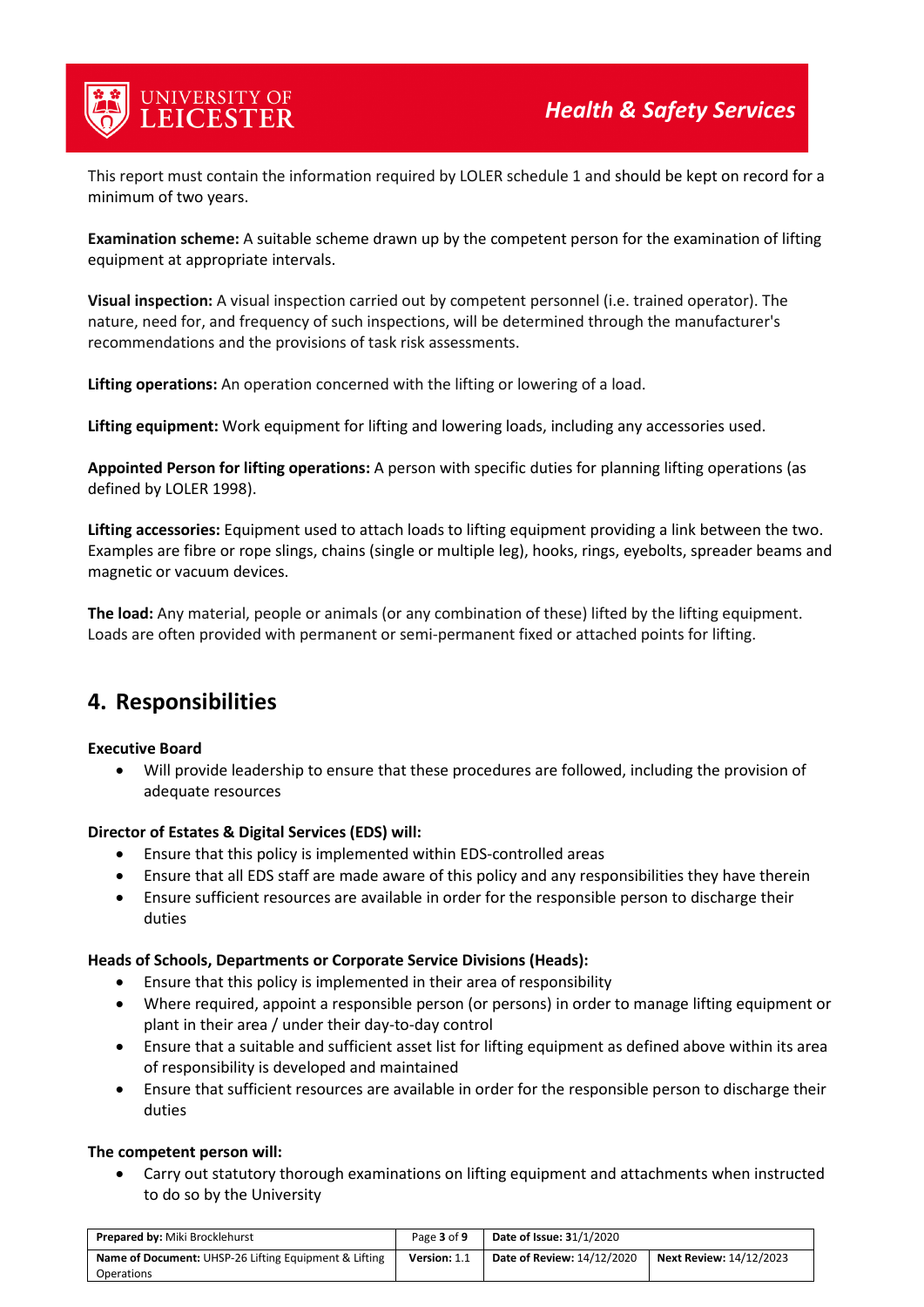This report must contain the information required by LOLER schedule 1 and should be kept on record for a minimum of two years.

**Examination scheme:** A suitable scheme drawn up by the competent person for the examination of lifting equipment at appropriate intervals.

**Visual inspection:** A visual inspection carried out by competent personnel (i.e. trained operator). The nature, need for, and frequency of such inspections, will be determined through the manufacturer's recommendations and the provisions of task risk assessments.

**Lifting operations:** An operation concerned with the lifting or lowering of a load.

**Lifting equipment:** Work equipment for lifting and lowering loads, including any accessories used.

**Appointed Person for lifting operations:** A person with specific duties for planning lifting operations (as defined by LOLER 1998).

**Lifting accessories:** Equipment used to attach loads to lifting equipment providing a link between the two. Examples are fibre or rope slings, chains (single or multiple leg), hooks, rings, eyebolts, spreader beams and magnetic or vacuum devices.

**The load:** Any material, people or animals (or any combination of these) lifted by the lifting equipment. Loads are often provided with permanent or semi-permanent fixed or attached points for lifting.

## 4. Responsibilities

**Executive Board**

- Will provide leadership to ensure that these procedures are followed, including the provision of adequate resources

**Director of Estates & Digital Services (EDS) will:**

- Ensure that this policy is implemented within EDS-controlled areas
- Ensure that all EDS staff are made aware of this policy and any responsibilities they have therein
- Ensure sufficient resources are available in order for the responsible person to discharge their duties

**Heads of Schools, Departments or Corporate Service Divisions (Heads):**

- Ensure that this policy is implemented in their area of responsibility
- Where required, appoint a responsible person (or persons) in order to manage lifting equipment or plant in their area / under their day-to-day control
- Ensure that a suitable and sufficient asset list for lifting equipment as defined above within its area of responsibility is developed and maintained
- Ensure that sufficient resources are available in order for the responsible person to discharge their duties

**The competent person will:**

- Carry out statutory thorough examinations on lifting equipment and attachments when instructed to do so by the University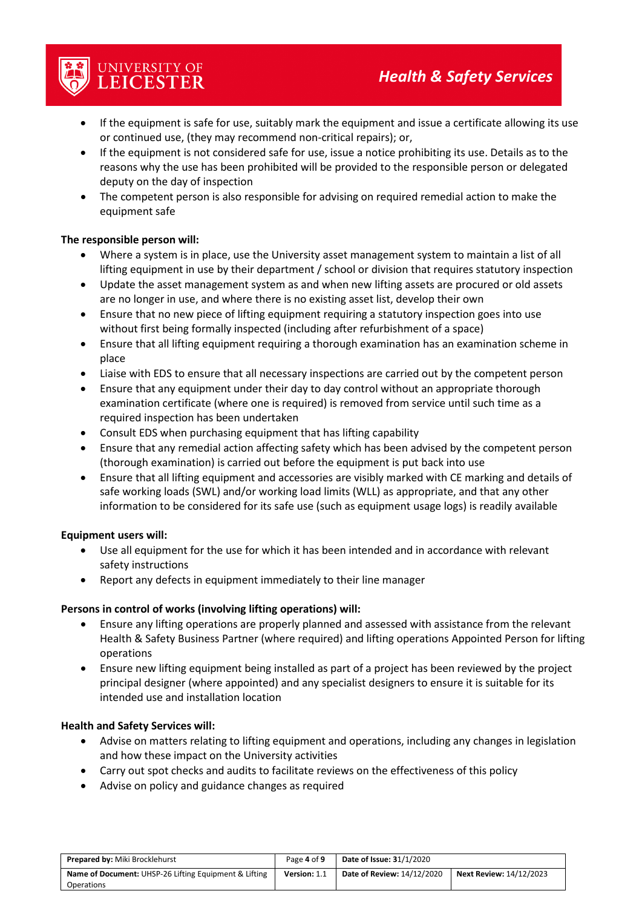- If the equipment is safe for use, suitably mark the equipment and issue a certificate allowing its use or continued use, (they may recommend non-critical repairs); or,
- If the equipment is not considered safe for use, issue a notice prohibiting its use. Details as to the reasons why the use has been prohibited will be provided to the responsible person or delegated deputy on the day of inspection
- The competent person is also responsible for advising on required remedial action to make the equipment safe

**The responsible person will:**

- Where a system is in place, use the University asset management system to maintain a list of all lifting equipment in use by their department / school or division that requires statutory inspection
- Update the asset management system as and when new lifting assets are procured or old assets are no longer in use, and where there is no existing asset list, develop their own
- Ensure that no new piece of lifting equipment requiring a statutory inspection goes into use without first being formally inspected (including after refurbishment of a space)
- Ensure that all lifting equipment requiring a thorough examination has an examination scheme in place
- Liaise with EDS to ensure that all necessary inspections are carried out by the competent person
- Ensure that any equipment under their day to day control without an appropriate thorough examination certificate (where one is required) is removed from service until such time as a required inspection has been undertaken
- Consult EDS when purchasing equipment that has lifting capability
- Ensure that any remedial action affecting safety which has been advised by the competent person (thorough examination) is carried out before the equipment is put back into use
- Ensure that all lifting equipment and accessories are visibly marked with CE marking and details of safe working loads (SWL) and/or working load limits (WLL) as appropriate, and that any other information to be considered for its safe use (such as equipment usage logs) is readily available

**Equipment users will:**

- Use all equipment for the use for which it has been intended and in accordance with relevant safety instructions
- Report any defects in equipment immediately to their line manager

**Persons in control of works (involving lifting operations) will:**

- Ensure any lifting operations are properly planned and assessed with assistance from the relevant Health & Safety Business Partner (where required) and lifting operations Appointed Person for lifting operations
- Ensure new lifting equipment being installed as part of a project has been reviewed by the project principal designer (where appointed) and any specialist designers to ensure it is suitable for its intended use and installation location

**Health and Safety Services will:**

- Advise on matters relating to lifting equipment and operations, including any changes in legislation and how these impact on the University activities
- Carry out spot checks and audits to facilitate reviews on the effectiveness of this policy
- Advise on policy and guidance changes as required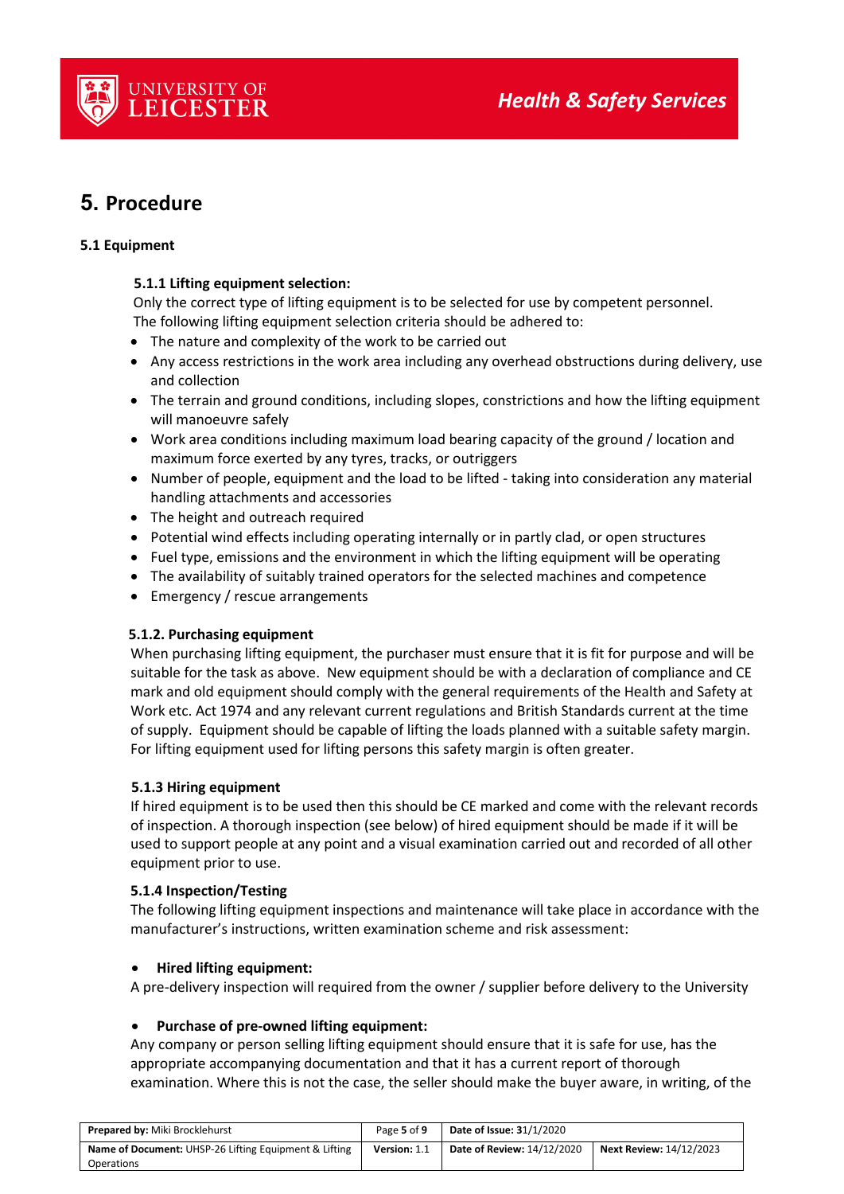# 5. Procedure

### 5.1 Equipment

#### 5.1.1 Lifting equipment selection:

Only the correct type of lifting equipment is to be selected for use by competent personnel. The following lifting equipment selection criteria should be adhered to:

- The nature and complexity of the work to be carried out
- Any access restrictions in the work area including any overhead obstructions during delivery, use and collection
- The terrain and ground conditions, including slopes, constrictions and how the lifting equipment will manoeuvre safely
- Work area conditions including maximum load bearing capacity of the ground / location and maximum force exerted by any tyres, tracks, or outriggers
- Number of people, equipment and the load to be lifted - taking into consideration any material handling attachments and accessories
- The height and outreach required
- Potential wind effects including operating internally or in partly clad, or open structures
- Fuel type, emissions and the environment in which the lifting equipment will be operating
- The availability of suitably trained operators for the selected machines and competence
- Emergency / rescue arrangements

#### 5.1.2. Purchasing equipment

When purchasing lifting equipment, the purchaser must ensure that it is fit for purpose and will be suitable for the task as above. New equipment should be with a declaration of compliance and CE mark and old equipment should comply with the general requirements of the Health and Safety at Work etc. Act 1974 and any relevant current regulations and British Standards current at the time of supply. Equipment should be capable of lifting the loads planned with a suitable safety margin. For lifting equipment used for lifting persons this safety margin is often greater.

#### 5.1.3 Hiring equipment

If hired equipment is to be used then this should be CE marked and come with the relevant records of inspection. A thorough inspection (see below) of hired equipment should be made if it will be used to support people at any point and a visual examination carried out and recorded of all other equipment prior to use.

#### 5.1.4 Inspection/Testing

The following lifting equipment inspections and maintenance will take place in accordance with the manufacturer's instructions, written examination scheme and risk assessment:

- **Hired lifting equipment:**

A pre-delivery inspection will required from the owner / supplier before delivery to the University

- **Purchase of pre-owned lifting equipment:**

Any company or person selling lifting equipment should ensure that it is safe for use, has the appropriate accompanying documentation and that it has a current report of thorough examination. Where this is not the case, the seller should make the buyer aware, in writing, of the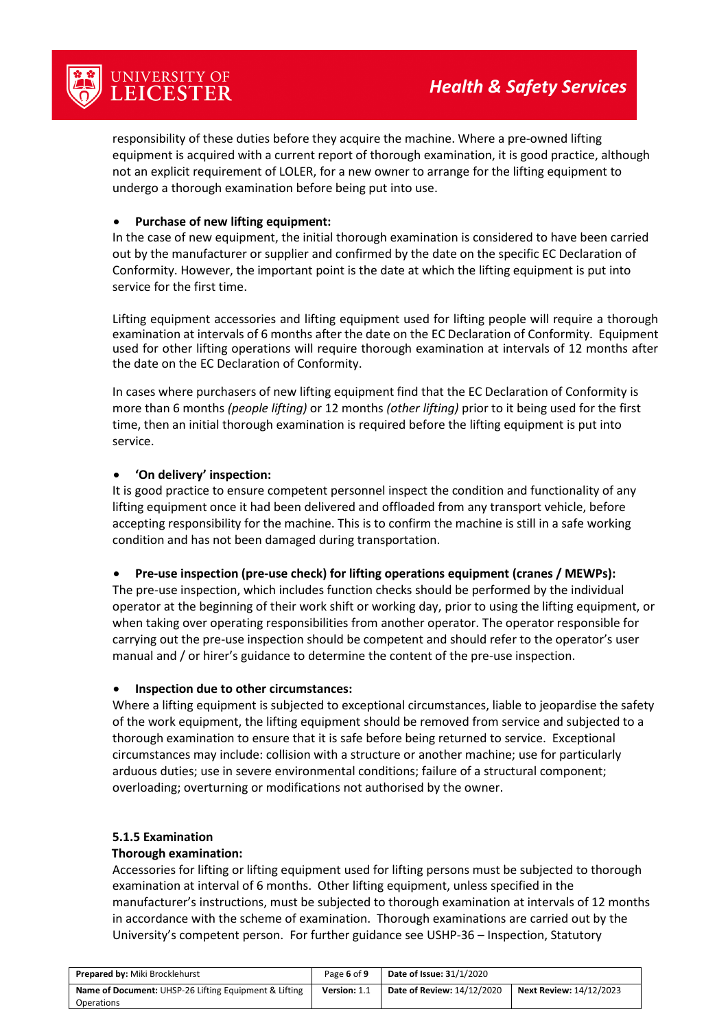responsibility of these duties before they acquire the machine. Where a pre-owned lifting equipment is acquired with a current report of thorough examination, it is good practice, although not an explicit requirement of LOLER, for a new owner to arrange for the lifting equipment to undergo a thorough examination before being put into use.

- **Purchase of new lifting equipment:**

  In the case of new equipment, the initial thorough examination is considered to have been carried out by the manufacturer or supplier and confirmed by the date on the specific EC Declaration of Conformity. However, the important point is the date at which the lifting equipment is put into service for the first time.

  Lifting equipment accessories and lifting equipment used for lifting people will require a thorough examination at intervals of 6 months after the date on the EC Declaration of Conformity. Equipment used for other lifting operations will require thorough examination at intervals of 12 months after the date on the EC Declaration of Conformity.

  In cases where purchasers of new lifting equipment find that the EC Declaration of Conformity is more than 6 months *(people lifting)* or 12 months *(other lifting)* prior to it being used for the first time, then an initial thorough examination is required before the lifting equipment is put into service.

- **'On delivery' inspection:**

  It is good practice to ensure competent personnel inspect the condition and functionality of any lifting equipment once it had been delivered and offloaded from any transport vehicle, before accepting responsibility for the machine. This is to confirm the machine is still in a safe working condition and has not been damaged during transportation.

- **Pre-use inspection (pre-use check) for lifting operations equipment (cranes / MEWPs):**

  The pre-use inspection, which includes function checks should be performed by the individual operator at the beginning of their work shift or working day, prior to using the lifting equipment, or when taking over operating responsibilities from another operator. The operator responsible for carrying out the pre-use inspection should be competent and should refer to the operator's user manual and / or hirer's guidance to determine the content of the pre-use inspection.

- **Inspection due to other circumstances:**

  Where a lifting equipment is subjected to exceptional circumstances, liable to jeopardise the safety of the work equipment, the lifting equipment should be removed from service and subjected to a thorough examination to ensure that it is safe before being returned to service. Exceptional circumstances may include: collision with a structure or another machine; use for particularly arduous duties; use in severe environmental conditions; failure of a structural component; overloading; overturning or modifications not authorised by the owner.

### 5.1.5 Examination

**Thorough examination:**

Accessories for lifting or lifting equipment used for lifting persons must be subjected to thorough examination at interval of 6 months. Other lifting equipment, unless specified in the manufacturer's instructions, must be subjected to thorough examination at intervals of 12 months in accordance with the scheme of examination. Thorough examinations are carried out by the University's competent person. For further guidance see USHP-36 – Inspection, Statutory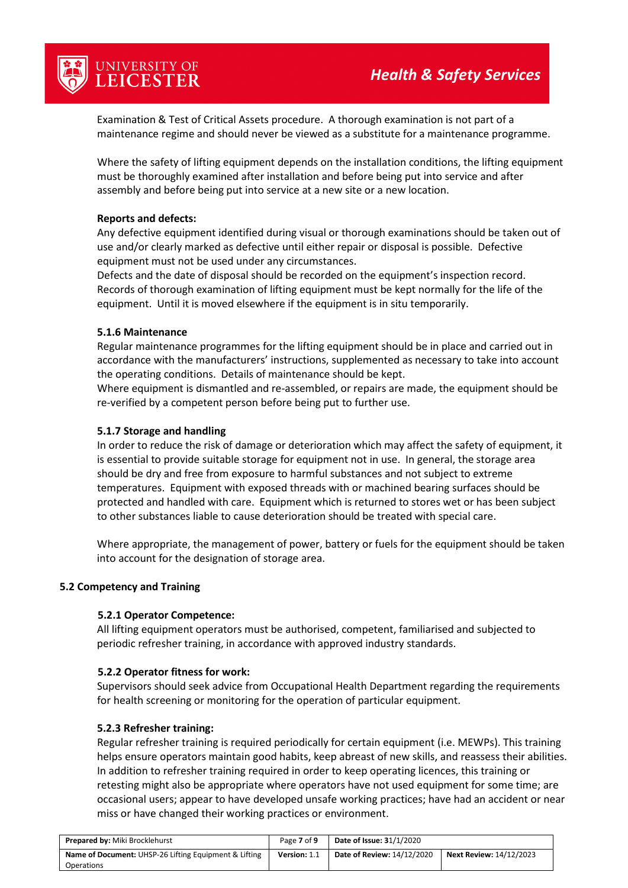Examination & Test of Critical Assets procedure. A thorough examination is not part of a maintenance regime and should never be viewed as a substitute for a maintenance programme.

Where the safety of lifting equipment depends on the installation conditions, the lifting equipment must be thoroughly examined after installation and before being put into service and after assembly and before being put into service at a new site or a new location.

**Reports and defects:**

Any defective equipment identified during visual or thorough examinations should be taken out of use and/or clearly marked as defective until either repair or disposal is possible. Defective equipment must not be used under any circumstances.

Defects and the date of disposal should be recorded on the equipment's inspection record. Records of thorough examination of lifting equipment must be kept normally for the life of the equipment. Until it is moved elsewhere if the equipment is in situ temporarily.

#### 5.1.6 Maintenance

Regular maintenance programmes for the lifting equipment should be in place and carried out in accordance with the manufacturers' instructions, supplemented as necessary to take into account the operating conditions. Details of maintenance should be kept.

Where equipment is dismantled and re-assembled, or repairs are made, the equipment should be re-verified by a competent person before being put to further use.

#### 5.1.7 Storage and handling

In order to reduce the risk of damage or deterioration which may affect the safety of equipment, it is essential to provide suitable storage for equipment not in use. In general, the storage area should be dry and free from exposure to harmful substances and not subject to extreme temperatures. Equipment with exposed threads with or machined bearing surfaces should be protected and handled with care. Equipment which is returned to stores wet or has been subject to other substances liable to cause deterioration should be treated with special care.

Where appropriate, the management of power, battery or fuels for the equipment should be taken into account for the designation of storage area.

### 5.2 Competency and Training

#### 5.2.1 Operator Competence:

All lifting equipment operators must be authorised, competent, familiarised and subjected to periodic refresher training, in accordance with approved industry standards.

#### 5.2.2 Operator fitness for work:

Supervisors should seek advice from Occupational Health Department regarding the requirements for health screening or monitoring for the operation of particular equipment.

#### 5.2.3 Refresher training:

Regular refresher training is required periodically for certain equipment (i.e. MEWPs). This training helps ensure operators maintain good habits, keep abreast of new skills, and reassess their abilities. In addition to refresher training required in order to keep operating licences, this training or retesting might also be appropriate where operators have not used equipment for some time; are occasional users; appear to have developed unsafe working practices; have had an accident or near miss or have changed their working practices or environment.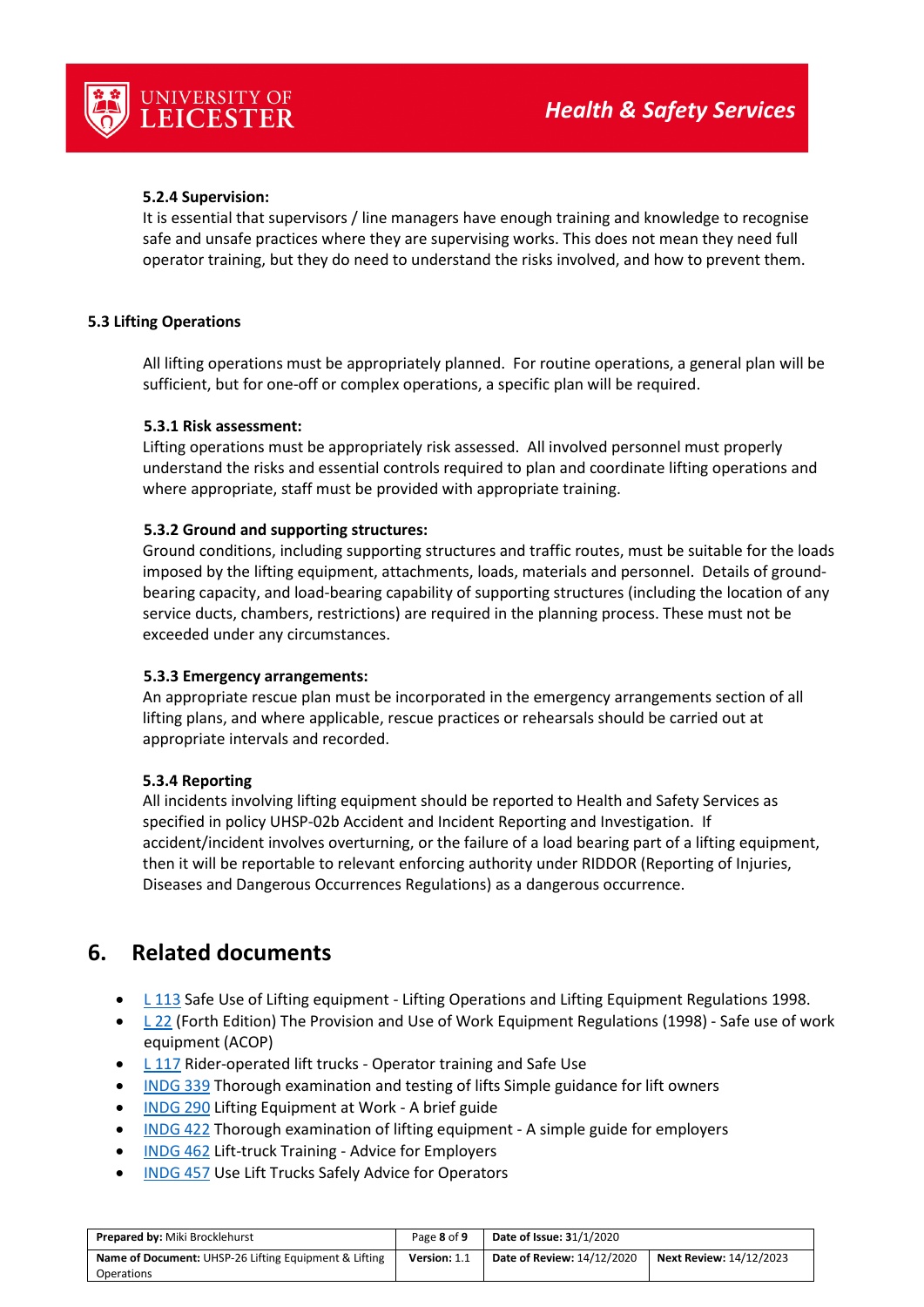#### 5.2.4 Supervision:

It is essential that supervisors / line managers have enough training and knowledge to recognise safe and unsafe practices where they are supervising works. This does not mean they need full operator training, but they do need to understand the risks involved, and how to prevent them.

### 5.3 Lifting Operations

All lifting operations must be appropriately planned. For routine operations, a general plan will be sufficient, but for one-off or complex operations, a specific plan will be required.

#### 5.3.1 Risk assessment:

Lifting operations must be appropriately risk assessed. All involved personnel must properly understand the risks and essential controls required to plan and coordinate lifting operations and where appropriate, staff must be provided with appropriate training.

#### 5.3.2 Ground and supporting structures:

Ground conditions, including supporting structures and traffic routes, must be suitable for the loads imposed by the lifting equipment, attachments, loads, materials and personnel. Details of ground-bearing capacity, and load-bearing capability of supporting structures (including the location of any service ducts, chambers, restrictions) are required in the planning process. These must not be exceeded under any circumstances.

#### 5.3.3 Emergency arrangements:

An appropriate rescue plan must be incorporated in the emergency arrangements section of all lifting plans, and where applicable, rescue practices or rehearsals should be carried out at appropriate intervals and recorded.

#### 5.3.4 Reporting

All incidents involving lifting equipment should be reported to Health and Safety Services as specified in policy UHSP-02b Accident and Incident Reporting and Investigation. If accident/incident involves overturning, or the failure of a load bearing part of a lifting equipment, then it will be reportable to relevant enforcing authority under RIDDOR (Reporting of Injuries, Diseases and Dangerous Occurrences Regulations) as a dangerous occurrence.

## 6. Related documents

- L 113 Safe Use of Lifting equipment - Lifting Operations and Lifting Equipment Regulations 1998.
- L 22 (Forth Edition) The Provision and Use of Work Equipment Regulations (1998) - Safe use of work equipment (ACOP)
- L 117 Rider-operated lift trucks - Operator training and Safe Use
- INDG 339 Thorough examination and testing of lifts Simple guidance for lift owners
- INDG 290 Lifting Equipment at Work - A brief guide
- INDG 422 Thorough examination of lifting equipment - A simple guide for employers
- INDG 462 Lift-truck Training - Advice for Employers
- INDG 457 Use Lift Trucks Safely Advice for Operators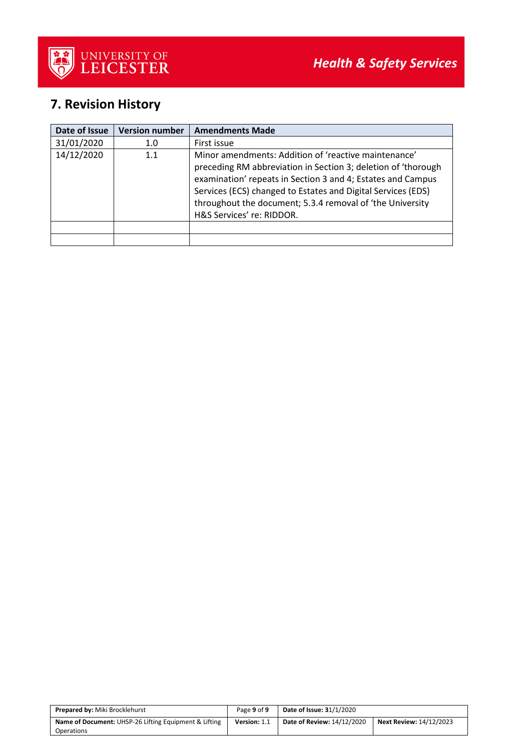## 7. Revision History

| Date of Issue | Version number | Amendments Made |
|---|---|---|
| 31/01/2020 | 1.0 | First issue |
| 14/12/2020 | 1.1 | Minor amendments: Addition of 'reactive maintenance' preceding RM abbreviation in Section 3; deletion of 'thorough examination' repeats in Section 3 and 4; Estates and Campus Services (ECS) changed to Estates and Digital Services (EDS) throughout the document; 5.3.4 removal of 'the University H&S Services' re: RIDDOR. |
| | | |
| | | |